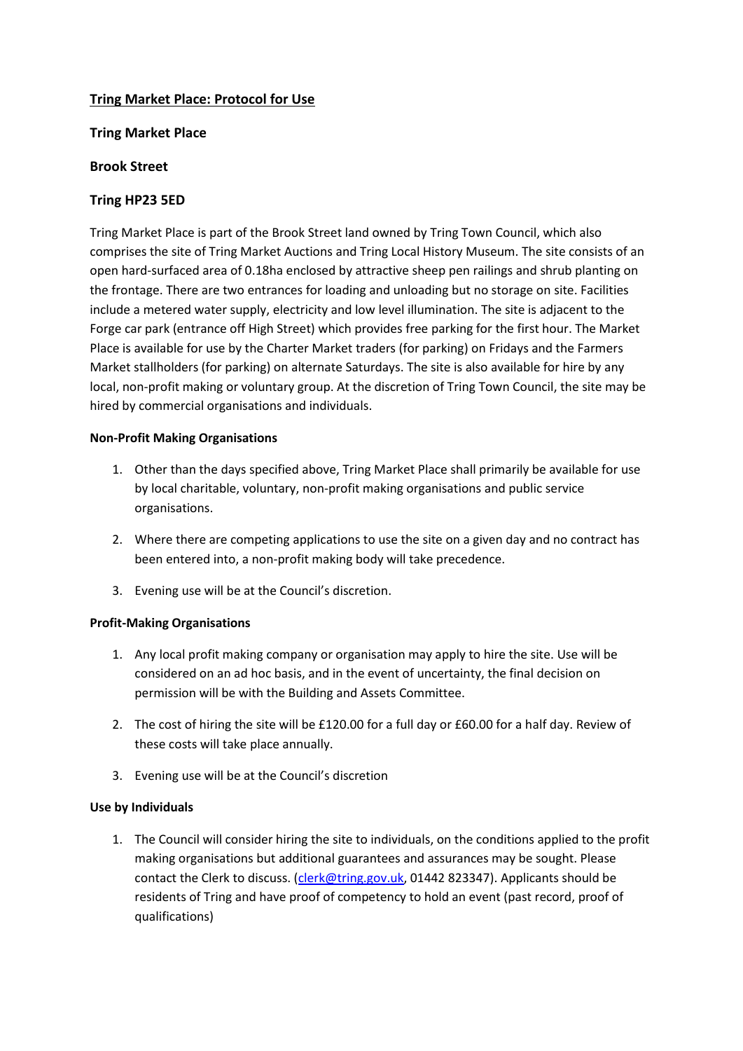# Tring Market Place: Protocol for Use

**Tring Market Place**

**Brook Street**

**Tring HP23 5ED**

Tring Market Place is part of the Brook Street land owned by Tring Town Council, which also comprises the site of Tring Market Auctions and Tring Local History Museum. The site consists of an open hard-surfaced area of 0.18ha enclosed by attractive sheep pen railings and shrub planting on the frontage. There are two entrances for loading and unloading but no storage on site. Facilities include a metered water supply, electricity and low level illumination. The site is adjacent to the Forge car park (entrance off High Street) which provides free parking for the first hour. The Market Place is available for use by the Charter Market traders (for parking) on Fridays and the Farmers Market stallholders (for parking) on alternate Saturdays. The site is also available for hire by any local, non-profit making or voluntary group. At the discretion of Tring Town Council, the site may be hired by commercial organisations and individuals.

## Non-Profit Making Organisations

1. Other than the days specified above, Tring Market Place shall primarily be available for use by local charitable, voluntary, non-profit making organisations and public service organisations.
2. Where there are competing applications to use the site on a given day and no contract has been entered into, a non-profit making body will take precedence.
3. Evening use will be at the Council's discretion.

## Profit-Making Organisations

1. Any local profit making company or organisation may apply to hire the site. Use will be considered on an ad hoc basis, and in the event of uncertainty, the final decision on permission will be with the Building and Assets Committee.
2. The cost of hiring the site will be £120.00 for a full day or £60.00 for a half day. Review of these costs will take place annually.
3. Evening use will be at the Council's discretion

## Use by Individuals

1. The Council will consider hiring the site to individuals, on the conditions applied to the profit making organisations but additional guarantees and assurances may be sought. Please contact the Clerk to discuss. (clerk@tring.gov.uk, 01442 823347). Applicants should be residents of Tring and have proof of competency to hold an event (past record, proof of qualifications)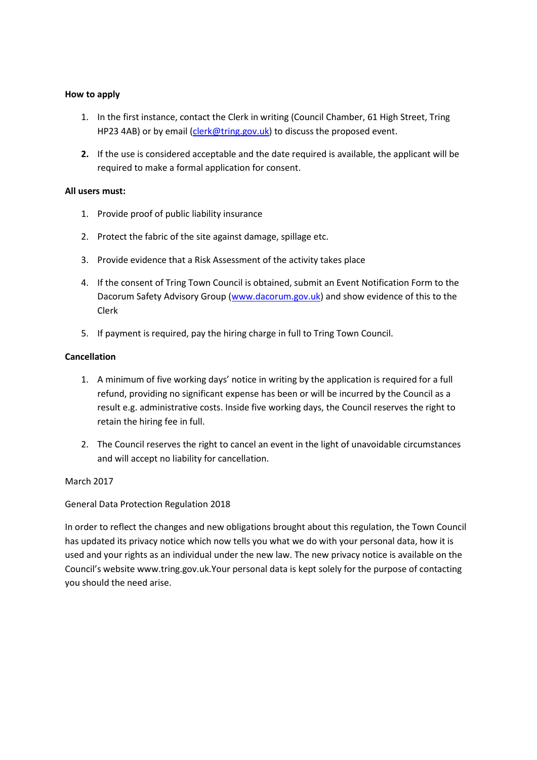**How to apply**

1. In the first instance, contact the Clerk in writing (Council Chamber, 61 High Street, Tring HP23 4AB) or by email (clerk@tring.gov.uk) to discuss the proposed event.

2. If the use is considered acceptable and the date required is available, the applicant will be required to make a formal application for consent.

**All users must:**

1. Provide proof of public liability insurance

2. Protect the fabric of the site against damage, spillage etc.

3. Provide evidence that a Risk Assessment of the activity takes place

4. If the consent of Tring Town Council is obtained, submit an Event Notification Form to the Dacorum Safety Advisory Group (www.dacorum.gov.uk) and show evidence of this to the Clerk

5. If payment is required, pay the hiring charge in full to Tring Town Council.

**Cancellation**

1. A minimum of five working days' notice in writing by the application is required for a full refund, providing no significant expense has been or will be incurred by the Council as a result e.g. administrative costs. Inside five working days, the Council reserves the right to retain the hiring fee in full.

2. The Council reserves the right to cancel an event in the light of unavoidable circumstances and will accept no liability for cancellation.

March 2017

General Data Protection Regulation 2018

In order to reflect the changes and new obligations brought about this regulation, the Town Council has updated its privacy notice which now tells you what we do with your personal data, how it is used and your rights as an individual under the new law. The new privacy notice is available on the Council's website www.tring.gov.uk.Your personal data is kept solely for the purpose of contacting you should the need arise.